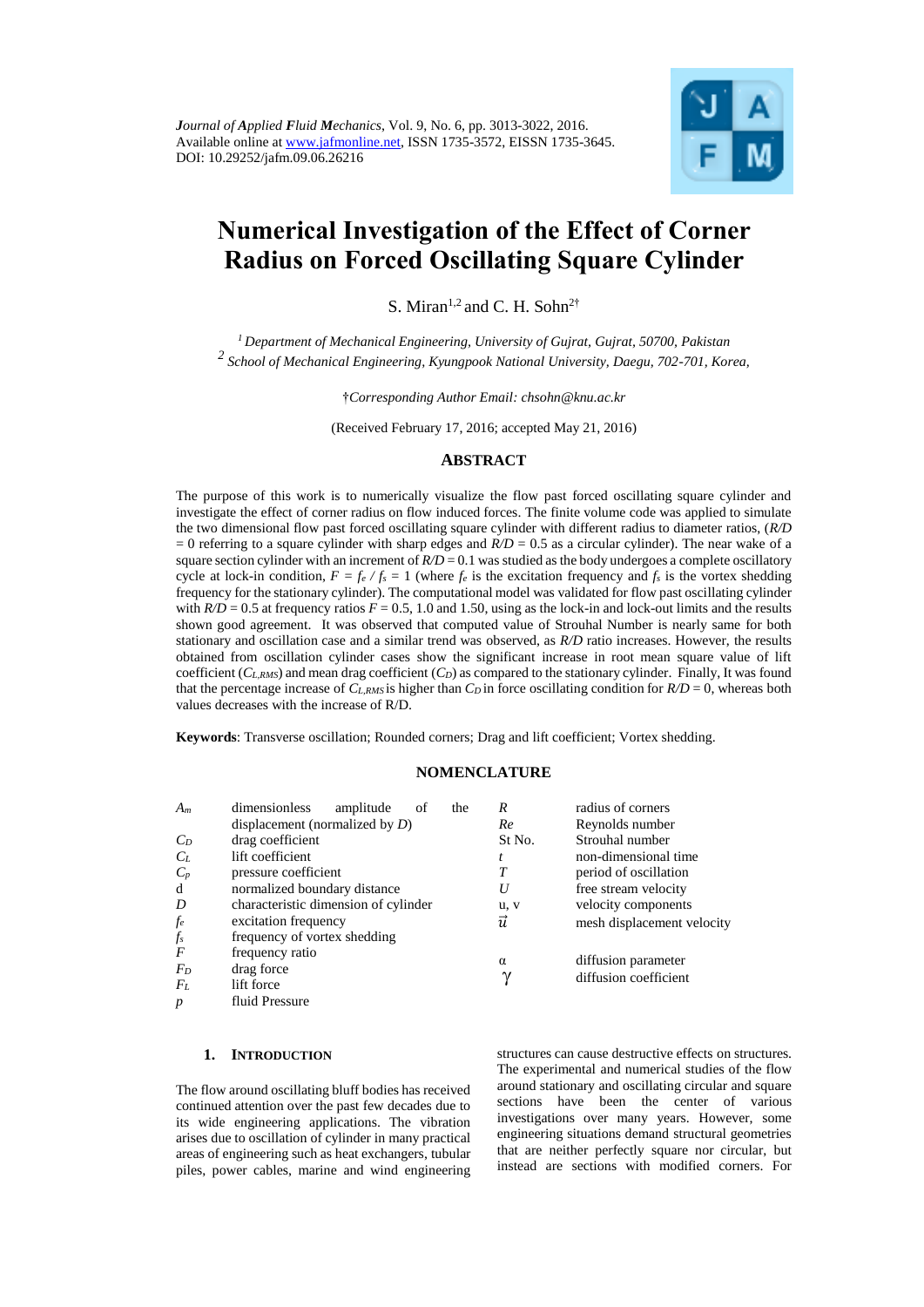*Journal of Applied Fluid Mechanics*, Vol. 9, No. 6, pp. 3013-3022, 2016.
Available online at www.jafmonline.net, ISSN 1735-3572, EISSN 1735-3645.
DOI: 10.29252/jafm.09.06.26216

# Numerical Investigation of the Effect of Corner Radius on Forced Oscillating Square Cylinder

S. Miran[1,2] and C. H. Sohn[2†]

[1] *Department of Mechanical Engineering, University of Gujrat, Gujrat, 50700, Pakistan*
[2] *School of Mechanical Engineering, Kyungpook National University, Daegu, 702-701, Korea,*

†*Corresponding Author Email: chsohn@knu.ac.kr*

(Received February 17, 2016; accepted May 21, 2016)

## ABSTRACT

The purpose of this work is to numerically visualize the flow past forced oscillating square cylinder and investigate the effect of corner radius on flow induced forces. The finite volume code was applied to simulate the two dimensional flow past forced oscillating square cylinder with different radius to diameter ratios, ($R/D$ = 0 referring to a square cylinder with sharp edges and $R/D$ = 0.5 as a circular cylinder). The near wake of a square section cylinder with an increment of $R/D$ = 0.1 was studied as the body undergoes a complete oscillatory cycle at lock-in condition, $F = f_e / f_s = 1$ (where $f_e$ is the excitation frequency and $f_s$ is the vortex shedding frequency for the stationary cylinder). The computational model was validated for flow past oscillating cylinder with $R/D$ = 0.5 at frequency ratios $F$ = 0.5, 1.0 and 1.50, using as the lock-in and lock-out limits and the results shown good agreement. It was observed that computed value of Strouhal Number is nearly same for both stationary and oscillation case and a similar trend was observed, as $R/D$ ratio increases. However, the results obtained from oscillation cylinder cases show the significant increase in root mean square value of lift coefficient ($C_{L,RMS}$) and mean drag coefficient ($C_D$) as compared to the stationary cylinder. Finally, It was found that the percentage increase of $C_{L,RMS}$ is higher than $C_D$ in force oscillating condition for $R/D$ = 0, whereas both values decreases with the increase of R/D.

**Keywords**: Transverse oscillation; Rounded corners; Drag and lift coefficient; Vortex shedding.

## NOMENCLATURE

| | | | |
|---|---|---|---|
| $A_m$ | dimensionless amplitude of the displacement (normalized by $D$) | $R$ | radius of corners |
| $C_D$ | drag coefficient | $Re$ | Reynolds number |
| $C_L$ | lift coefficient | St No. | Strouhal number |
| $C_p$ | pressure coefficient | $t$ | non-dimensional time |
| d | normalized boundary distance | $T$ | period of oscillation |
| $D$ | characteristic dimension of cylinder | $U$ | free stream velocity |
| $f_e$ | excitation frequency | u, v | velocity components |
| $f_s$ | frequency of vortex shedding | $\vec{u}$ | mesh displacement velocity |
| $F$ | frequency ratio | α | diffusion parameter |
| $F_D$ | drag force | γ | diffusion coefficient |
| $F_L$ | lift force | | |
| $p$ | fluid Pressure | | |

## 1. INTRODUCTION

The flow around oscillating bluff bodies has received continued attention over the past few decades due to its wide engineering applications. The vibration arises due to oscillation of cylinder in many practical areas of engineering such as heat exchangers, tubular piles, power cables, marine and wind engineering structures can cause destructive effects on structures. The experimental and numerical studies of the flow around stationary and oscillating circular and square sections have been the center of various investigations over many years. However, some engineering situations demand structural geometries that are neither perfectly square nor circular, but instead are sections with modified corners. For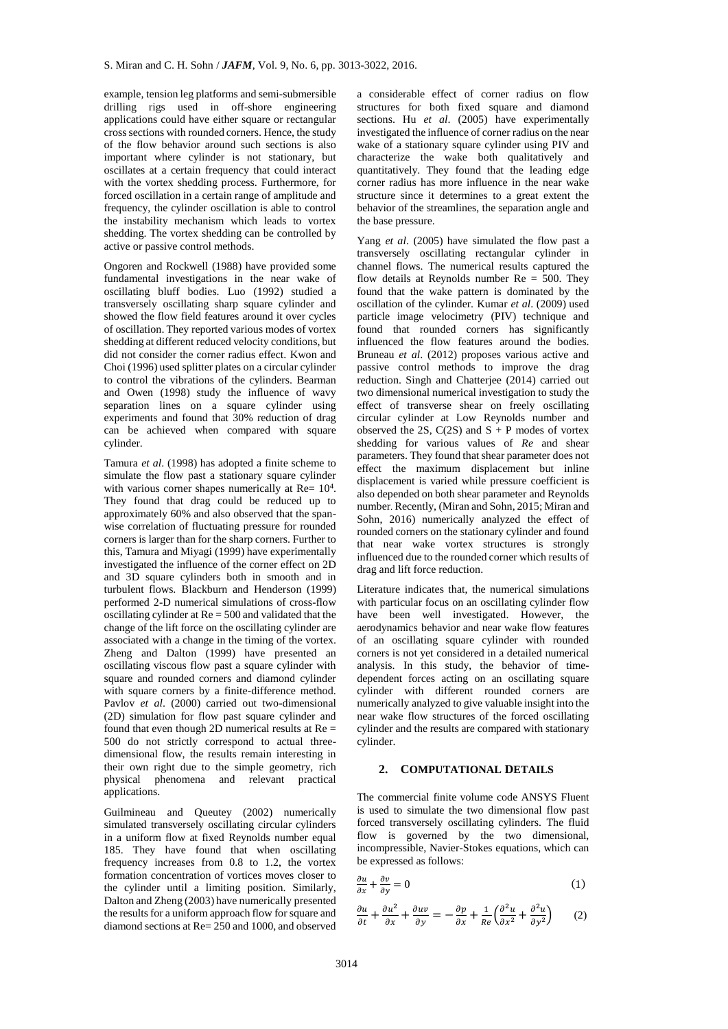example, tension leg platforms and semi-submersible drilling rigs used in off-shore engineering applications could have either square or rectangular cross sections with rounded corners. Hence, the study of the flow behavior around such sections is also important where cylinder is not stationary, but oscillates at a certain frequency that could interact with the vortex shedding process. Furthermore, for forced oscillation in a certain range of amplitude and frequency, the cylinder oscillation is able to control the instability mechanism which leads to vortex shedding. The vortex shedding can be controlled by active or passive control methods.

Ongoren and Rockwell (1988) have provided some fundamental investigations in the near wake of oscillating bluff bodies. Luo (1992) studied a transversely oscillating sharp square cylinder and showed the flow field features around it over cycles of oscillation. They reported various modes of vortex shedding at different reduced velocity conditions, but did not consider the corner radius effect. Kwon and Choi (1996) used splitter plates on a circular cylinder to control the vibrations of the cylinders. Bearman and Owen (1998) study the influence of wavy separation lines on a square cylinder using experiments and found that 30% reduction of drag can be achieved when compared with square cylinder.

Tamura *et al*. (1998) has adopted a finite scheme to simulate the flow past a stationary square cylinder with various corner shapes numerically at Re= $10^4$. They found that drag could be reduced up to approximately 60% and also observed that the span-wise correlation of fluctuating pressure for rounded corners is larger than for the sharp corners. Further to this, Tamura and Miyagi (1999) have experimentally investigated the influence of the corner effect on 2D and 3D square cylinders both in smooth and in turbulent flows. Blackburn and Henderson (1999) performed 2-D numerical simulations of cross-flow oscillating cylinder at Re = 500 and validated that the change of the lift force on the oscillating cylinder are associated with a change in the timing of the vortex. Zheng and Dalton (1999) have presented an oscillating viscous flow past a square cylinder with square and rounded corners and diamond cylinder with square corners by a finite-difference method. Pavlov *et al*. (2000) carried out two-dimensional (2D) simulation for flow past square cylinder and found that even though 2D numerical results at Re = 500 do not strictly correspond to actual three-dimensional flow, the results remain interesting in their own right due to the simple geometry, rich physical phenomena and relevant practical applications.

Guilmineau and Queutey (2002) numerically simulated transversely oscillating circular cylinders in a uniform flow at fixed Reynolds number equal 185. They have found that when oscillating frequency increases from 0.8 to 1.2, the vortex formation concentration of vortices moves closer to the cylinder until a limiting position. Similarly, Dalton and Zheng (2003) have numerically presented the results for a uniform approach flow for square and diamond sections at Re= 250 and 1000, and observed a considerable effect of corner radius on flow structures for both fixed square and diamond sections. Hu *et al*. (2005) have experimentally investigated the influence of corner radius on the near wake of a stationary square cylinder using PIV and characterize the wake both qualitatively and quantitatively. They found that the leading edge corner radius has more influence in the near wake structure since it determines to a great extent the behavior of the streamlines, the separation angle and the base pressure.

Yang *et al*. (2005) have simulated the flow past a transversely oscillating rectangular cylinder in channel flows. The numerical results captured the flow details at Reynolds number Re = 500. They found that the wake pattern is dominated by the oscillation of the cylinder. Kumar *et al*. (2009) used particle image velocimetry (PIV) technique and found that rounded corners has significantly influenced the flow features around the bodies. Bruneau *et al*. (2012) proposes various active and passive control methods to improve the drag reduction. Singh and Chatterjee (2014) carried out two dimensional numerical investigation to study the effect of transverse shear on freely oscillating circular cylinder at Low Reynolds number and observed the 2S, C(2S) and S + P modes of vortex shedding for various values of *Re* and shear parameters. They found that shear parameter does not effect the maximum displacement but inline displacement is varied while pressure coefficient is also depended on both shear parameter and Reynolds number. Recently, (Miran and Sohn, 2015; Miran and Sohn, 2016) numerically analyzed the effect of rounded corners on the stationary cylinder and found that near wake vortex structures is strongly influenced due to the rounded corner which results of drag and lift force reduction.

Literature indicates that, the numerical simulations with particular focus on an oscillating cylinder flow have been well investigated. However, the aerodynamics behavior and near wake flow features of an oscillating square cylinder with rounded corners is not yet considered in a detailed numerical analysis. In this study, the behavior of time-dependent forces acting on an oscillating square cylinder with different rounded corners are numerically analyzed to give valuable insight into the near wake flow structures of the forced oscillating cylinder and the results are compared with stationary cylinder.

## 2. COMPUTATIONAL DETAILS

The commercial finite volume code ANSYS Fluent is used to simulate the two dimensional flow past forced transversely oscillating cylinders. The fluid flow is governed by the two dimensional, incompressible, Navier-Stokes equations, which can be expressed as follows:

$$\frac{\partial u}{\partial x} + \frac{\partial v}{\partial y} = 0 \tag{1}$$

$$\frac{\partial u}{\partial t} + \frac{\partial u^2}{\partial x} + \frac{\partial uv}{\partial y} = -\frac{\partial p}{\partial x} + \frac{1}{Re}\left(\frac{\partial^2 u}{\partial x^2} + \frac{\partial^2 u}{\partial y^2}\right) \tag{2}$$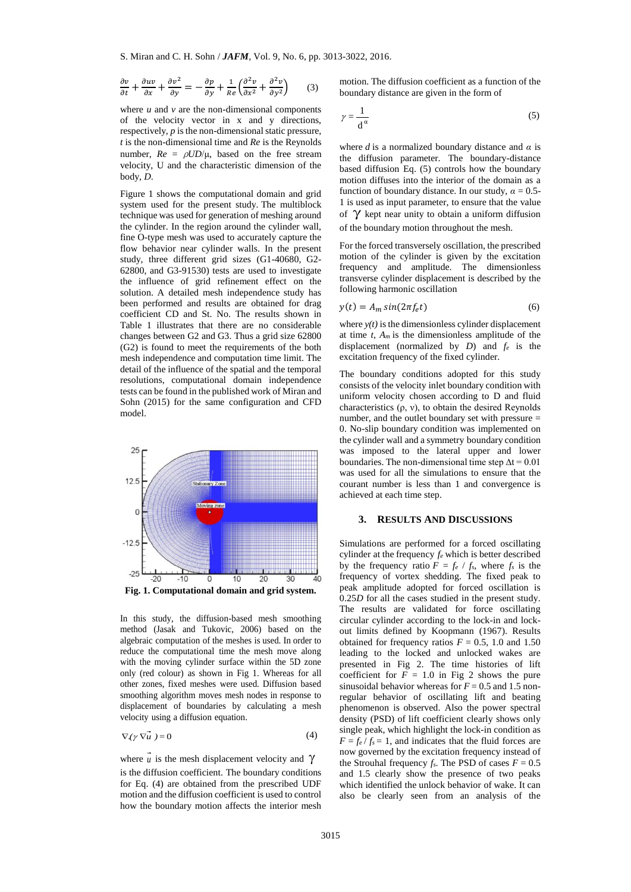$$\frac{\partial v}{\partial t}+\frac{\partial uv}{\partial x}+\frac{\partial v^2}{\partial y}=-\frac{\partial p}{\partial y}+\frac{1}{Re}\left(\frac{\partial^2 v}{\partial x^2}+\frac{\partial^2 v}{\partial y^2}\right) \quad (3)$$

where $u$ and $v$ are the non-dimensional components of the velocity vector in x and y directions, respectively, $p$ is the non-dimensional static pressure, $t$ is the non-dimensional time and $Re$ is the Reynolds number, $Re = \rho UD/\mu$, based on the free stream velocity, U and the characteristic dimension of the body, $D$.

Figure 1 shows the computational domain and grid system used for the present study. The multiblock technique was used for generation of meshing around the cylinder. In the region around the cylinder wall, fine O-type mesh was used to accurately capture the flow behavior near cylinder walls. In the present study, three different grid sizes (G1-40680, G2-62800, and G3-91530) tests are used to investigate the influence of grid refinement effect on the solution. A detailed mesh independence study has been performed and results are obtained for drag coefficient CD and St. No. The results shown in Table 1 illustrates that there are no considerable changes between G2 and G3. Thus a grid size 62800 (G2) is found to meet the requirements of the both mesh independence and computation time limit. The detail of the influence of the spatial and the temporal resolutions, computational domain independence tests can be found in the published work of Miran and Sohn (2015) for the same configuration and CFD model.

**Fig. 1. Computational domain and grid system.**

In this study, the diffusion-based mesh smoothing method (Jasak and Tukovic, 2006) based on the algebraic computation of the meshes is used. In order to reduce the computational time the mesh move along with the moving cylinder surface within the 5D zone only (red colour) as shown in Fig 1. Whereas for all other zones, fixed meshes were used. Diffusion based smoothing algorithm moves mesh nodes in response to displacement of boundaries by calculating a mesh velocity using a diffusion equation.

$$\nabla \cdot (\gamma \nabla \vec{u}) = 0 \quad (4)$$

where $\vec{u}$ is the mesh displacement velocity and $\gamma$ is the diffusion coefficient. The boundary conditions for Eq. (4) are obtained from the prescribed UDF motion and the diffusion coefficient is used to control how the boundary motion affects the interior mesh motion. The diffusion coefficient as a function of the boundary distance are given in the form of

$$\gamma = \frac{1}{d^{\alpha}} \quad (5)$$

where $d$ is a normalized boundary distance and $\alpha$ is the diffusion parameter. The boundary-distance based diffusion Eq. (5) controls how the boundary motion diffuses into the interior of the domain as a function of boundary distance. In our study, $\alpha$ = 0.5-1 is used as input parameter, to ensure that the value of $\gamma$ kept near unity to obtain a uniform diffusion of the boundary motion throughout the mesh.

For the forced transversely oscillation, the prescribed motion of the cylinder is given by the excitation frequency and amplitude. The dimensionless transverse cylinder displacement is described by the following harmonic oscillation

$$y(t) = A_m \sin(2\pi f_e t) \quad (6)$$

where $y(t)$ is the dimensionless cylinder displacement at time $t$, $A_m$ is the dimensionless amplitude of the displacement (normalized by $D$) and $f_e$ is the excitation frequency of the fixed cylinder.

The boundary conditions adopted for this study consists of the velocity inlet boundary condition with uniform velocity chosen according to D and fluid characteristics (ρ, ν), to obtain the desired Reynolds number, and the outlet boundary set with pressure = 0. No-slip boundary condition was implemented on the cylinder wall and a symmetry boundary condition was imposed to the lateral upper and lower boundaries. The non-dimensional time step $\Delta t = 0.01$ was used for all the simulations to ensure that the courant number is less than 1 and convergence is achieved at each time step.

## 3. RESULTS AND DISCUSSIONS

Simulations are performed for a forced oscillating cylinder at the frequency $f_e$ which is better described by the frequency ratio $F = f_e / f_s$, where $f_s$ is the frequency of vortex shedding. The fixed peak to peak amplitude adopted for forced oscillation is 0.25$D$ for all the cases studied in the present study. The results are validated for force oscillating circular cylinder according to the lock-in and lock-out limits defined by Koopmann (1967). Results obtained for frequency ratios $F$ = 0.5, 1.0 and 1.50 leading to the locked and unlocked wakes are presented in Fig 2. The time histories of lift coefficient for $F$ = 1.0 in Fig 2 shows the pure sinusoidal behavior whereas for $F$ = 0.5 and 1.5 non-regular behavior of oscillating lift and beating phenomenon is observed. Also the power spectral density (PSD) of lift coefficient clearly shows only single peak, which highlight the lock-in condition as $F = f_e / f_s = 1$, and indicates that the fluid forces are now governed by the excitation frequency instead of the Strouhal frequency $f_s$. The PSD of cases $F$ = 0.5 and 1.5 clearly show the presence of two peaks which identified the unlock behavior of wake. It can also be clearly seen from an analysis of the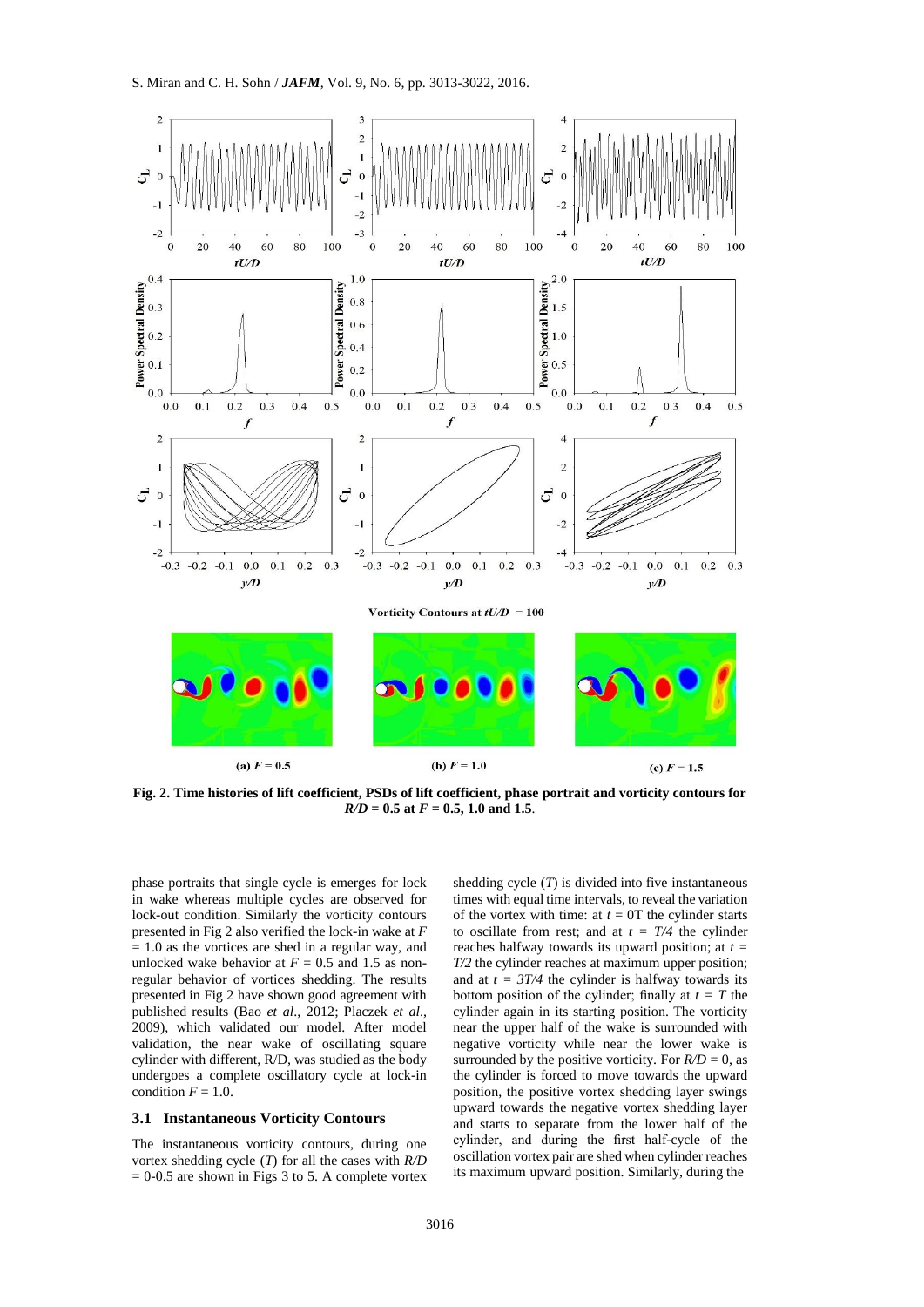**Fig. 2. Time histories of lift coefficient, PSDs of lift coefficient, phase portrait and vorticity contours for $R/D$ = 0.5 at $F$ = 0.5, 1.0 and 1.5.**

phase portraits that single cycle is emerges for lock in wake whereas multiple cycles are observed for lock-out condition. Similarly the vorticity contours presented in Fig 2 also verified the lock-in wake at $F$ = 1.0 as the vortices are shed in a regular way, and unlocked wake behavior at $F$ = 0.5 and 1.5 as non-regular behavior of vortices shedding. The results presented in Fig 2 have shown good agreement with published results (Bao *et al*., 2012; Placzek *et al*., 2009), which validated our model. After model validation, the near wake of oscillating square cylinder with different, R/D, was studied as the body undergoes a complete oscillatory cycle at lock-in condition $F$ = 1.0.

### 3.1 Instantaneous Vorticity Contours

The instantaneous vorticity contours, during one vortex shedding cycle ($T$) for all the cases with $R/D$ = 0-0.5 are shown in Figs 3 to 5. A complete vortex shedding cycle ($T$) is divided into five instantaneous times with equal time intervals, to reveal the variation of the vortex with time: at $t$ = 0T the cylinder starts to oscillate from rest; and at $t$ = $T/4$ the cylinder reaches halfway towards its upward position; at $t$ = $T/2$ the cylinder reaches at maximum upper position; and at $t$ = $3T/4$ the cylinder is halfway towards its bottom position of the cylinder; finally at $t$ = $T$ the cylinder again in its starting position. The vorticity near the upper half of the wake is surrounded with negative vorticity while near the lower wake is surrounded by the positive vorticity. For $R/D$ = 0, as the cylinder is forced to move towards the upward position, the positive vortex shedding layer swings upward towards the negative vortex shedding layer and starts to separate from the lower half of the cylinder, and during the first half-cycle of the oscillation vortex pair are shed when cylinder reaches its maximum upward position. Similarly, during the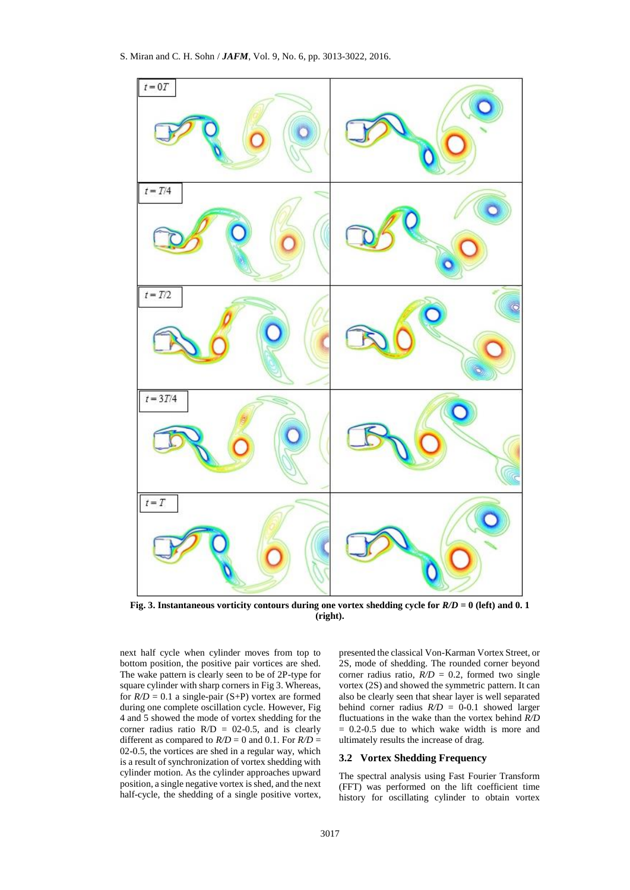Fig. 3. Instantaneous vorticity contours during one vortex shedding cycle for $R/D = 0$ (left) and 0. 1 (right).

next half cycle when cylinder moves from top to bottom position, the positive pair vortices are shed. The wake pattern is clearly seen to be of 2P-type for square cylinder with sharp corners in Fig 3. Whereas, for $R/D = 0.1$ a single-pair (S+P) vortex are formed during one complete oscillation cycle. However, Fig 4 and 5 showed the mode of vortex shedding for the corner radius ratio R/D = 02-0.5, and is clearly different as compared to $R/D = 0$ and 0.1. For $R/D =$ 02-0.5, the vortices are shed in a regular way, which is a result of synchronization of vortex shedding with cylinder motion. As the cylinder approaches upward position, a single negative vortex is shed, and the next half-cycle, the shedding of a single positive vortex, presented the classical Von-Karman Vortex Street, or 2S, mode of shedding. The rounded corner beyond corner radius ratio, $R/D = 0.2$, formed two single vortex (2S) and showed the symmetric pattern. It can also be clearly seen that shear layer is well separated behind corner radius $R/D = 0$-0.1 showed larger fluctuations in the wake than the vortex behind $R/D = 0.2$-0.5 due to which wake width is more and ultimately results the increase of drag.

### 3.2 Vortex Shedding Frequency

The spectral analysis using Fast Fourier Transform (FFT) was performed on the lift coefficient time history for oscillating cylinder to obtain vortex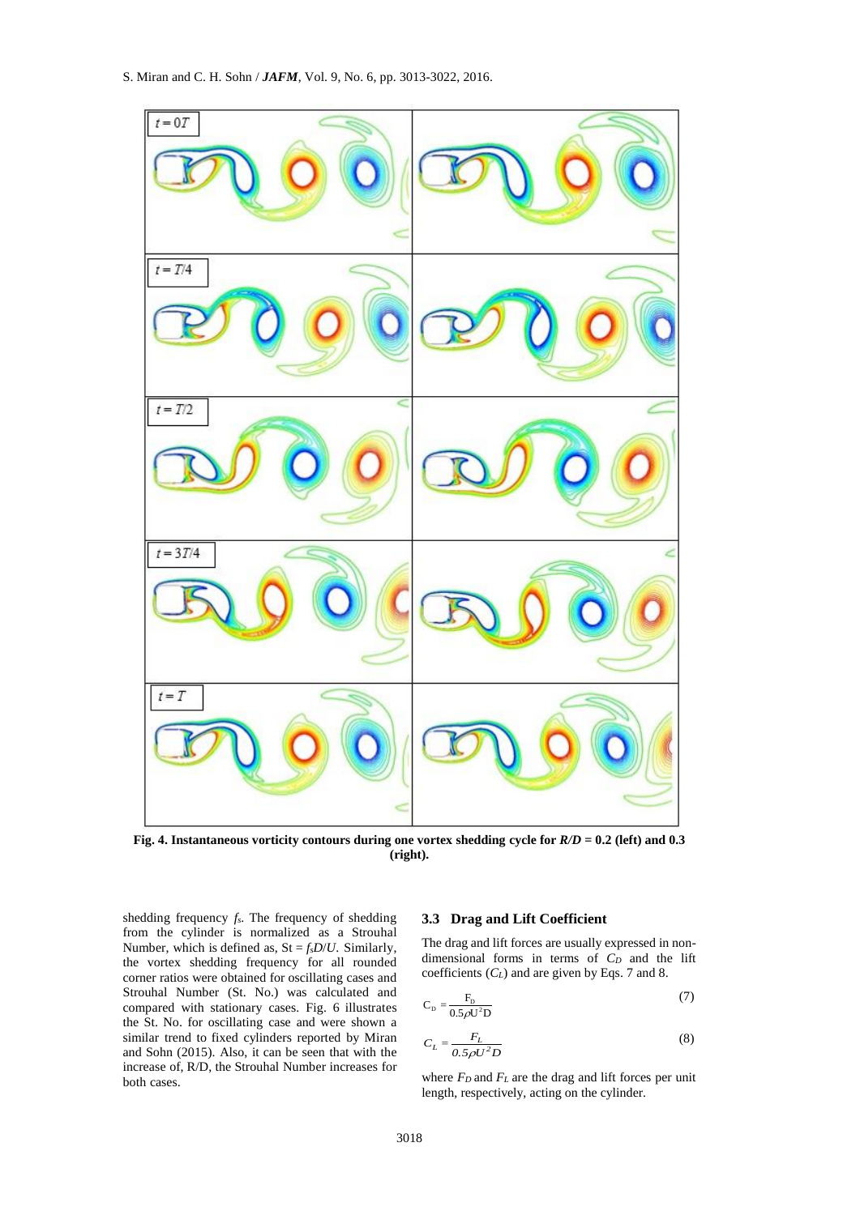Fig. 4. Instantaneous vorticity contours during one vortex shedding cycle for *R/D* = 0.2 (left) and 0.3 (right).

shedding frequency $f_s$. The frequency of shedding from the cylinder is normalized as a Strouhal Number, which is defined as, $St = f_s D/U$. Similarly, the vortex shedding frequency for all rounded corner ratios were obtained for oscillating cases and Strouhal Number (St. No.) was calculated and compared with stationary cases. Fig. 6 illustrates the St. No. for oscillating case and were shown a similar trend to fixed cylinders reported by Miran and Sohn (2015). Also, it can be seen that with the increase of, R/D, the Strouhal Number increases for both cases.

### 3.3 Drag and Lift Coefficient

The drag and lift forces are usually expressed in non-dimensional forms in terms of $C_D$ and the lift coefficients ($C_L$) and are given by Eqs. 7 and 8.

$$C_D = \frac{F_D}{0.5\rho U^2 D} \tag{7}$$

$$C_L = \frac{F_L}{0.5\rho U^2 D} \tag{8}$$

where $F_D$ and $F_L$ are the drag and lift forces per unit length, respectively, acting on the cylinder.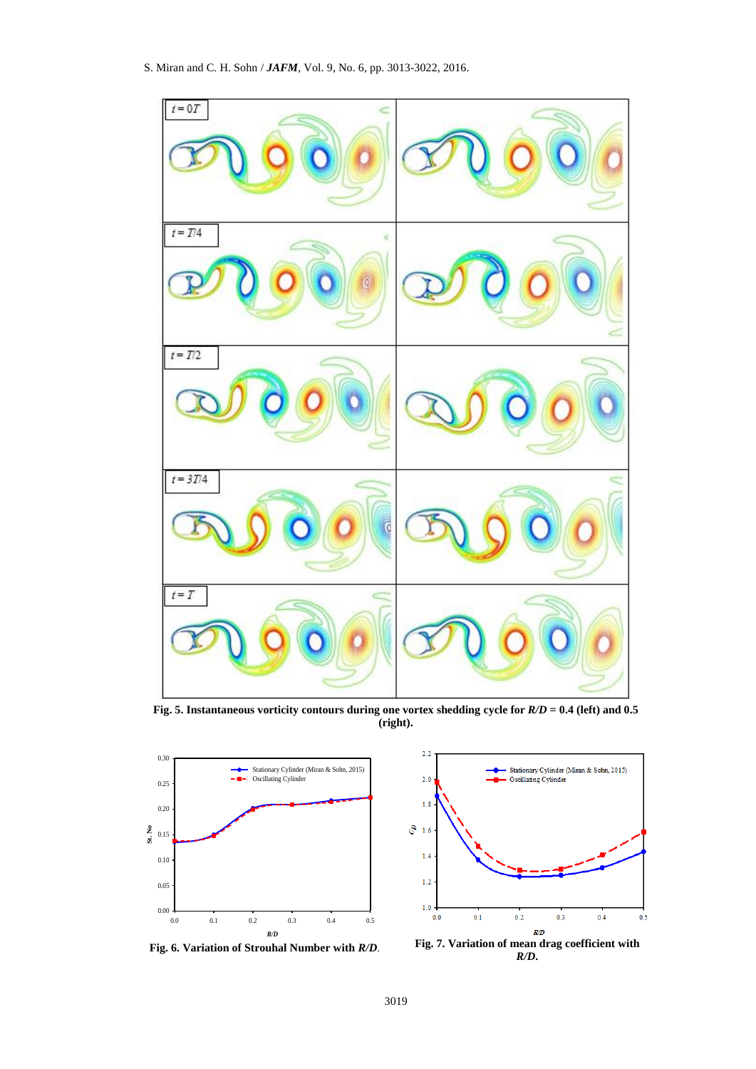**Fig. 5. Instantaneous vorticity contours during one vortex shedding cycle for *R/D* = 0.4 (left) and 0.5 (right).**

**Fig. 6. Variation of Strouhal Number with *R/D*.**

**Fig. 7. Variation of mean drag coefficient with *R/D*.**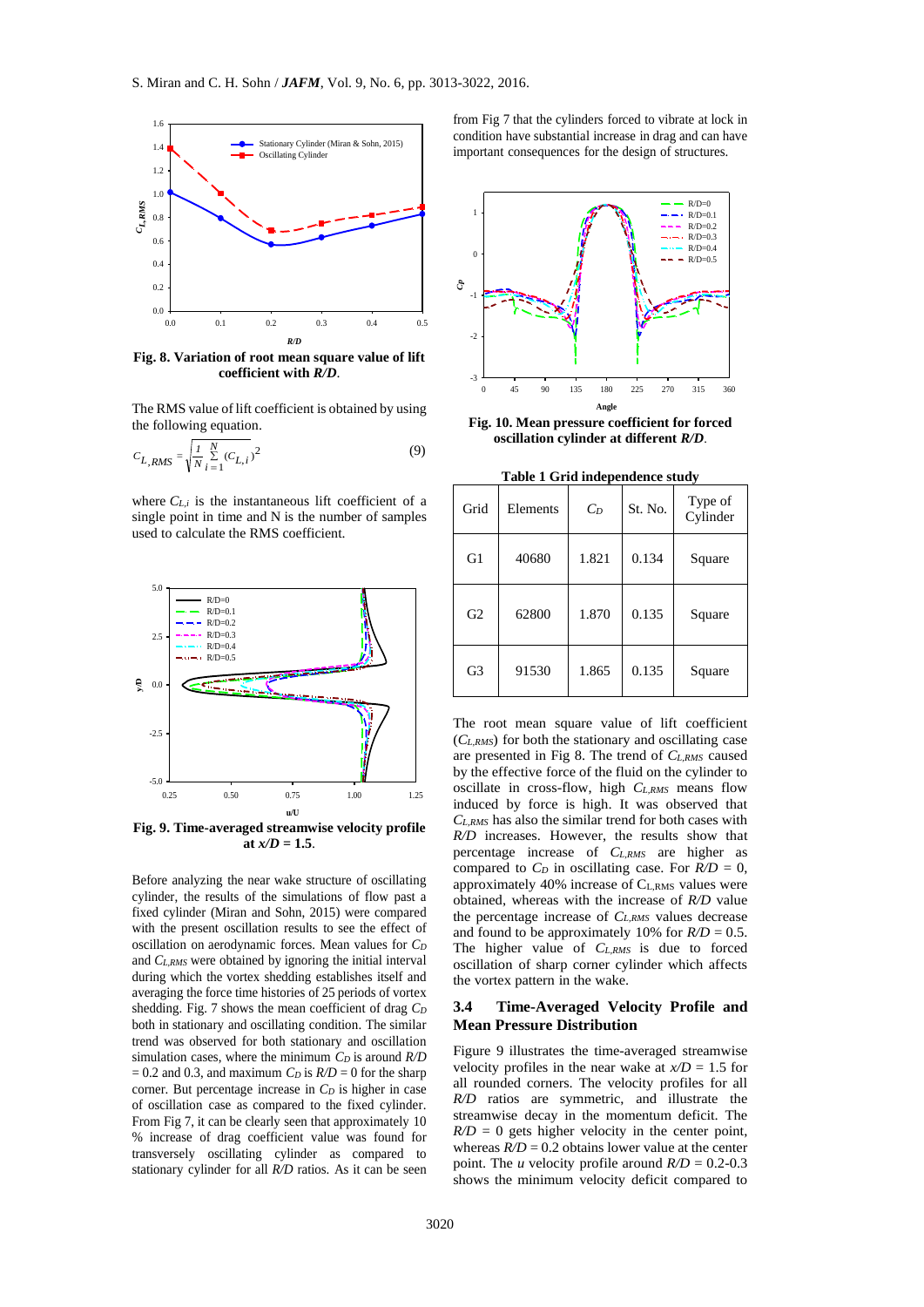Fig. 8. Variation of root mean square value of lift coefficient with *R/D*.

The RMS value of lift coefficient is obtained by using the following equation.

$$C_{L,RMS} = \sqrt{\frac{1}{N}\sum_{i=1}^{N}(C_{L,i})^2} \tag{9}$$

where $C_{L,i}$ is the instantaneous lift coefficient of a single point in time and N is the number of samples used to calculate the RMS coefficient.

Fig. 9. Time-averaged streamwise velocity profile at $x/D = 1.5$.

Before analyzing the near wake structure of oscillating cylinder, the results of the simulations of flow past a fixed cylinder (Miran and Sohn, 2015) were compared with the present oscillation results to see the effect of oscillation on aerodynamic forces. Mean values for $C_D$ and $C_{L,RMS}$ were obtained by ignoring the initial interval during which the vortex shedding establishes itself and averaging the force time histories of 25 periods of vortex shedding. Fig. 7 shows the mean coefficient of drag $C_D$ both in stationary and oscillating condition. The similar trend was observed for both stationary and oscillation simulation cases, where the minimum $C_D$ is around $R/D = 0.2$ and 0.3, and maximum $C_D$ is $R/D = 0$ for the sharp corner. But percentage increase in $C_D$ is higher in case of oscillation case as compared to the fixed cylinder. From Fig 7, it can be clearly seen that approximately 10 % increase of drag coefficient value was found for transversely oscillating cylinder as compared to stationary cylinder for all *R/D* ratios. As it can be seen from Fig 7 that the cylinders forced to vibrate at lock in condition have substantial increase in drag and can have important consequences for the design of structures.

Fig. 10. Mean pressure coefficient for forced oscillation cylinder at different *R/D*.

**Table 1 Grid independence study**

| Grid | Elements | $C_D$ | St. No. | Type of Cylinder |
|---|---|---|---|---|
| G1 | 40680 | 1.821 | 0.134 | Square |
| G2 | 62800 | 1.870 | 0.135 | Square |
| G3 | 91530 | 1.865 | 0.135 | Square |

The root mean square value of lift coefficient ($C_{L,RMS}$) for both the stationary and oscillating case are presented in Fig 8. The trend of $C_{L,RMS}$ caused by the effective force of the fluid on the cylinder to oscillate in cross-flow, high $C_{L,RMS}$ means flow induced by force is high. It was observed that $C_{L,RMS}$ has also the similar trend for both cases with *R/D* increases. However, the results show that percentage increase of $C_{L,RMS}$ are higher as compared to $C_D$ in oscillating case. For $R/D = 0$, approximately 40% increase of $C_{L,RMS}$ values were obtained, whereas with the increase of *R/D* value the percentage increase of $C_{L,RMS}$ values decrease and found to be approximately 10% for $R/D = 0.5$. The higher value of $C_{L,RMS}$ is due to forced oscillation of sharp corner cylinder which affects the vortex pattern in the wake.

### 3.4 Time-Averaged Velocity Profile and Mean Pressure Distribution

Figure 9 illustrates the time-averaged streamwise velocity profiles in the near wake at $x/D = 1.5$ for all rounded corners. The velocity profiles for all *R/D* ratios are symmetric, and illustrate the streamwise decay in the momentum deficit. The $R/D = 0$ gets higher velocity in the center point, whereas $R/D = 0.2$ obtains lower value at the center point. The *u* velocity profile around $R/D = 0.2$-0.3 shows the minimum velocity deficit compared to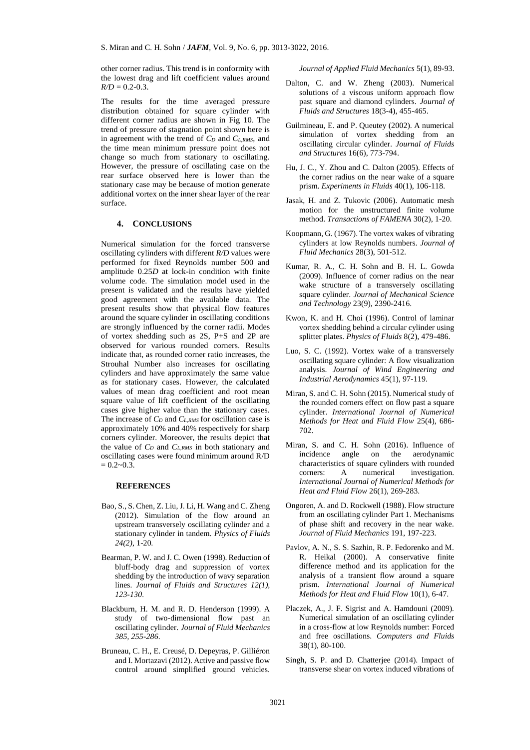other corner radius. This trend is in conformity with the lowest drag and lift coefficient values around $R/D = 0.2$-$0.3$.

The results for the time averaged pressure distribution obtained for square cylinder with different corner radius are shown in Fig 10. The trend of pressure of stagnation point shown here is in agreement with the trend of $C_D$ and $C_{L,RMS}$, and the time mean minimum pressure point does not change so much from stationary to oscillating. However, the pressure of oscillating case on the rear surface observed here is lower than the stationary case may be because of motion generate additional vortex on the inner shear layer of the rear surface.

## 4. CONCLUSIONS

Numerical simulation for the forced transverse oscillating cylinders with different $R/D$ values were performed for fixed Reynolds number 500 and amplitude $0.25D$ at lock-in condition with finite volume code. The simulation model used in the present is validated and the results have yielded good agreement with the available data. The present results show that physical flow features around the square cylinder in oscillating conditions are strongly influenced by the corner radii. Modes of vortex shedding such as 2S, P+S and 2P are observed for various rounded corners. Results indicate that, as rounded corner ratio increases, the Strouhal Number also increases for oscillating cylinders and have approximately the same value as for stationary cases. However, the calculated values of mean drag coefficient and root mean square value of lift coefficient of the oscillating cases give higher value than the stationary cases. The increase of $C_D$ and $C_{L,RMS}$ for oscillation case is approximately 10% and 40% respectively for sharp corners cylinder. Moreover, the results depict that the value of $C_D$ and $C_{L,RMS}$ in both stationary and oscillating cases were found minimum around $R/D = 0.2$~$0.3$.

## REFERENCES

Bao, S., S. Chen, Z. Liu, J. Li, H. Wang and C. Zheng (2012). Simulation of the flow around an upstream transversely oscillating cylinder and a stationary cylinder in tandem. *Physics of Fluids 24(2)*, 1-20.

Bearman, P. W. and J. C. Owen (1998). Reduction of bluff-body drag and suppression of vortex shedding by the introduction of wavy separation lines. *Journal of Fluids and Structures 12(1), 123-130*.

Blackburn, H. M. and R. D. Henderson (1999). A study of two-dimensional flow past an oscillating cylinder. *Journal of Fluid Mechanics 385, 255-286*.

Bruneau, C. H., E. Creusé, D. Depeyras, P. Gilliéron and I. Mortazavi (2012). Active and passive flow control around simplified ground vehicles. *Journal of Applied Fluid Mechanics* 5(1), 89-93.

Dalton, C. and W. Zheng (2003). Numerical solutions of a viscous uniform approach flow past square and diamond cylinders. *Journal of Fluids and Structures* 18(3-4), 455-465.

Guilmineau, E. and P. Queutey (2002). A numerical simulation of vortex shedding from an oscillating circular cylinder. *Journal of Fluids and Structures* 16(6), 773-794.

Hu, J. C., Y. Zhou and C. Dalton (2005). Effects of the corner radius on the near wake of a square prism. *Experiments in Fluids* 40(1), 106-118.

Jasak, H. and Z. Tukovic (2006). Automatic mesh motion for the unstructured finite volume method. *Transactions of FAMENA* 30(2), 1-20.

Koopmann, G. (1967). The vortex wakes of vibrating cylinders at low Reynolds numbers. *Journal of Fluid Mechanics* 28(3), 501-512.

Kumar, R. A., C. H. Sohn and B. H. L. Gowda (2009). Influence of corner radius on the near wake structure of a transversely oscillating square cylinder. *Journal of Mechanical Science and Technology* 23(9), 2390-2416.

Kwon, K. and H. Choi (1996). Control of laminar vortex shedding behind a circular cylinder using splitter plates. *Physics of Fluids* 8(2), 479-486.

Luo, S. C. (1992). Vortex wake of a transversely oscillating square cylinder: A flow visualization analysis. *Journal of Wind Engineering and Industrial Aerodynamics* 45(1), 97-119.

Miran, S. and C. H. Sohn (2015). Numerical study of the rounded corners effect on flow past a square cylinder. *International Journal of Numerical Methods for Heat and Fluid Flow* 25(4), 686-702.

Miran, S. and C. H. Sohn (2016). Influence of incidence angle on the aerodynamic characteristics of square cylinders with rounded corners: A numerical investigation. *International Journal of Numerical Methods for Heat and Fluid Flow* 26(1), 269-283.

Ongoren, A. and D. Rockwell (1988). Flow structure from an oscillating cylinder Part 1. Mechanisms of phase shift and recovery in the near wake. *Journal of Fluid Mechanics* 191, 197-223.

Pavlov, A. N., S. S. Sazhin, R. P. Fedorenko and M. R. Heikal (2000). A conservative finite difference method and its application for the analysis of a transient flow around a square prism. *International Journal of Numerical Methods for Heat and Fluid Flow* 10(1), 6-47.

Placzek, A., J. F. Sigrist and A. Hamdouni (2009). Numerical simulation of an oscillating cylinder in a cross-flow at low Reynolds number: Forced and free oscillations. *Computers and Fluids* 38(1), 80-100.

Singh, S. P. and D. Chatterjee (2014). Impact of transverse shear on vortex induced vibrations of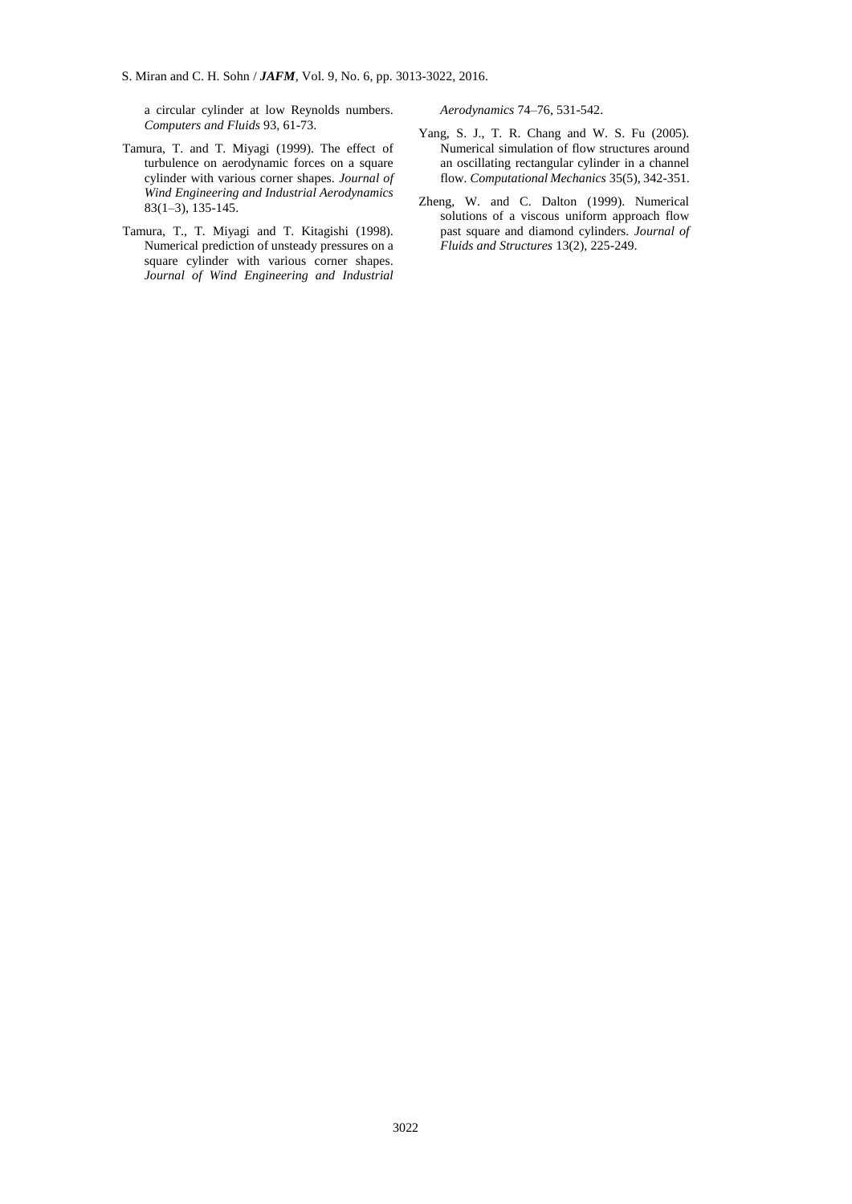a circular cylinder at low Reynolds numbers. *Computers and Fluids* 93, 61-73.

Tamura, T. and T. Miyagi (1999). The effect of turbulence on aerodynamic forces on a square cylinder with various corner shapes. *Journal of Wind Engineering and Industrial Aerodynamics* 83(1–3), 135-145.

Tamura, T., T. Miyagi and T. Kitagishi (1998). Numerical prediction of unsteady pressures on a square cylinder with various corner shapes. *Journal of Wind Engineering and Industrial Aerodynamics* 74–76, 531-542.

Yang, S. J., T. R. Chang and W. S. Fu (2005). Numerical simulation of flow structures around an oscillating rectangular cylinder in a channel flow. *Computational Mechanics* 35(5), 342-351.

Zheng, W. and C. Dalton (1999). Numerical solutions of a viscous uniform approach flow past square and diamond cylinders. *Journal of Fluids and Structures* 13(2), 225-249.